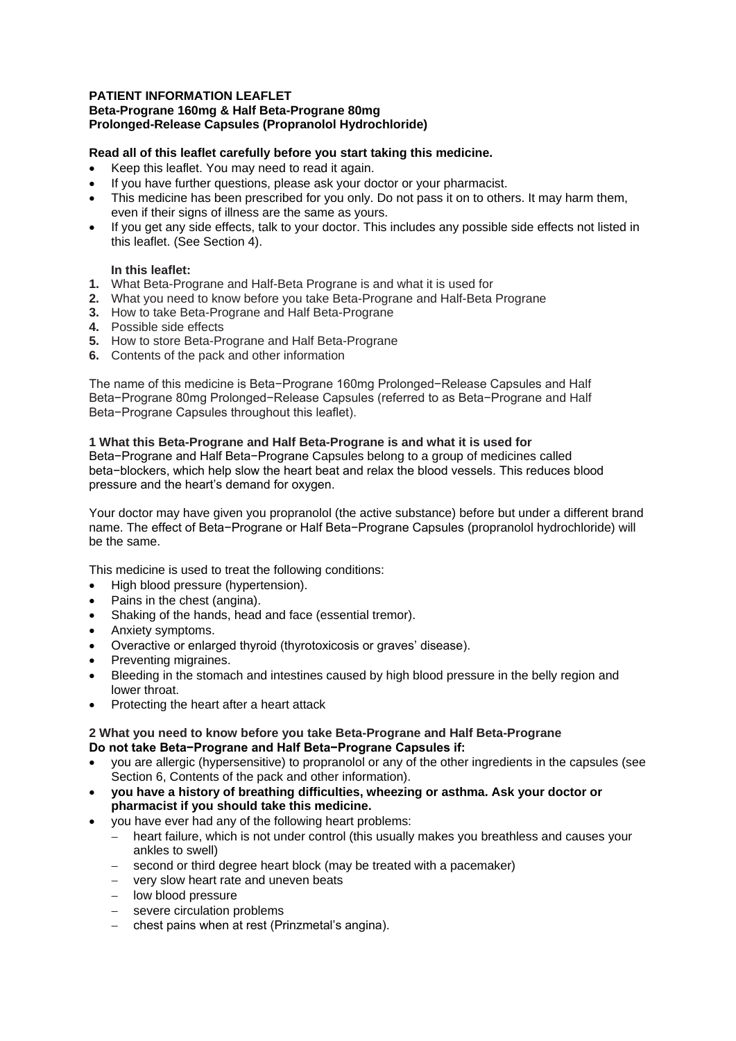**PATIENT INFORMATION LEAFLET**
**Beta-Prograne 160mg & Half Beta-Prograne 80mg**
**Prolonged-Release Capsules (Propranolol Hydrochloride)**

**Read all of this leaflet carefully before you start taking this medicine.**

- Keep this leaflet. You may need to read it again.
- If you have further questions, please ask your doctor or your pharmacist.
- This medicine has been prescribed for you only. Do not pass it on to others. It may harm them, even if their signs of illness are the same as yours.
- If you get any side effects, talk to your doctor. This includes any possible side effects not listed in this leaflet. (See Section 4).

**In this leaflet:**

1. What Beta-Prograne and Half-Beta Prograne is and what it is used for
2. What you need to know before you take Beta-Prograne and Half-Beta Prograne
3. How to take Beta-Prograne and Half Beta-Prograne
4. Possible side effects
5. How to store Beta-Prograne and Half Beta-Prograne
6. Contents of the pack and other information

The name of this medicine is Beta−Prograne 160mg Prolonged−Release Capsules and Half Beta−Prograne 80mg Prolonged−Release Capsules (referred to as Beta−Prograne and Half Beta−Prograne Capsules throughout this leaflet).

**1 What this Beta-Prograne and Half Beta-Prograne is and what it is used for**

Beta−Prograne and Half Beta−Prograne Capsules belong to a group of medicines called beta−blockers, which help slow the heart beat and relax the blood vessels. This reduces blood pressure and the heart's demand for oxygen.

Your doctor may have given you propranolol (the active substance) before but under a different brand name. The effect of Beta−Prograne or Half Beta−Prograne Capsules (propranolol hydrochloride) will be the same.

This medicine is used to treat the following conditions:

- High blood pressure (hypertension).
- Pains in the chest (angina).
- Shaking of the hands, head and face (essential tremor).
- Anxiety symptoms.
- Overactive or enlarged thyroid (thyrotoxicosis or graves' disease).
- Preventing migraines.
- Bleeding in the stomach and intestines caused by high blood pressure in the belly region and lower throat.
- Protecting the heart after a heart attack

**2 What you need to know before you take Beta-Prograne and Half Beta-Prograne**
**Do not take Beta−Prograne and Half Beta−Prograne Capsules if:**

- you are allergic (hypersensitive) to propranolol or any of the other ingredients in the capsules (see Section 6, Contents of the pack and other information).
- **you have a history of breathing difficulties, wheezing or asthma. Ask your doctor or pharmacist if you should take this medicine.**
- you have ever had any of the following heart problems:
  - heart failure, which is not under control (this usually makes you breathless and causes your ankles to swell)
  - second or third degree heart block (may be treated with a pacemaker)
  - very slow heart rate and uneven beats
  - low blood pressure
  - severe circulation problems
  - chest pains when at rest (Prinzmetal's angina).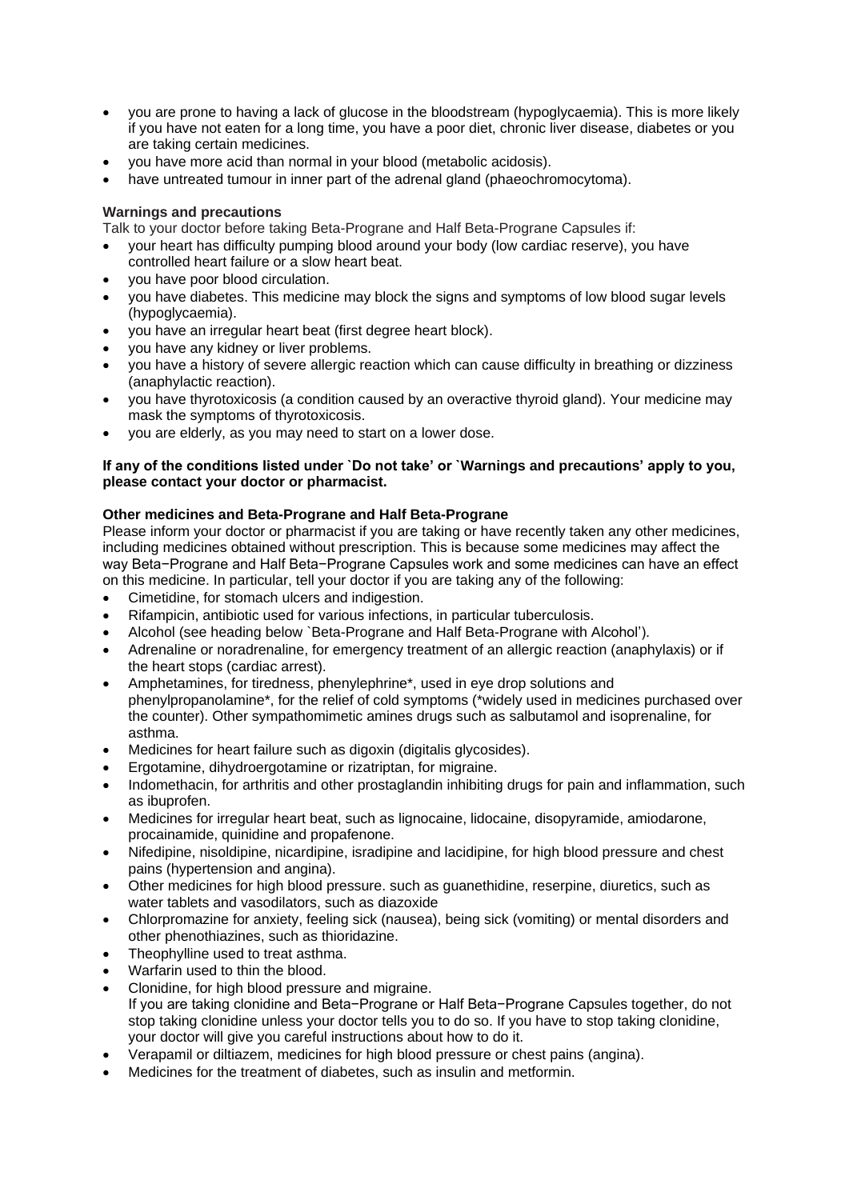- you are prone to having a lack of glucose in the bloodstream (hypoglycaemia). This is more likely if you have not eaten for a long time, you have a poor diet, chronic liver disease, diabetes or you are taking certain medicines.
- you have more acid than normal in your blood (metabolic acidosis).
- have untreated tumour in inner part of the adrenal gland (phaeochromocytoma).

**Warnings and precautions**

Talk to your doctor before taking Beta-Prograne and Half Beta-Prograne Capsules if:

- your heart has difficulty pumping blood around your body (low cardiac reserve), you have controlled heart failure or a slow heart beat.
- you have poor blood circulation.
- you have diabetes. This medicine may block the signs and symptoms of low blood sugar levels (hypoglycaemia).
- you have an irregular heart beat (first degree heart block).
- you have any kidney or liver problems.
- you have a history of severe allergic reaction which can cause difficulty in breathing or dizziness (anaphylactic reaction).
- you have thyrotoxicosis (a condition caused by an overactive thyroid gland). Your medicine may mask the symptoms of thyrotoxicosis.
- you are elderly, as you may need to start on a lower dose.

**If any of the conditions listed under `Do not take' or `Warnings and precautions' apply to you, please contact your doctor or pharmacist.**

**Other medicines and Beta-Prograne and Half Beta-Prograne**

Please inform your doctor or pharmacist if you are taking or have recently taken any other medicines, including medicines obtained without prescription. This is because some medicines may affect the way Beta−Prograne and Half Beta−Prograne Capsules work and some medicines can have an effect on this medicine. In particular, tell your doctor if you are taking any of the following:

- Cimetidine, for stomach ulcers and indigestion.
- Rifampicin, antibiotic used for various infections, in particular tuberculosis.
- Alcohol (see heading below `Beta-Prograne and Half Beta-Prograne with Alcohol').
- Adrenaline or noradrenaline, for emergency treatment of an allergic reaction (anaphylaxis) or if the heart stops (cardiac arrest).
- Amphetamines, for tiredness, phenylephrine*, used in eye drop solutions and phenylpropanolamine*, for the relief of cold symptoms (*widely used in medicines purchased over the counter). Other sympathomimetic amines drugs such as salbutamol and isoprenaline, for asthma.
- Medicines for heart failure such as digoxin (digitalis glycosides).
- Ergotamine, dihydroergotamine or rizatriptan, for migraine.
- Indomethacin, for arthritis and other prostaglandin inhibiting drugs for pain and inflammation, such as ibuprofen.
- Medicines for irregular heart beat, such as lignocaine, lidocaine, disopyramide, amiodarone, procainamide, quinidine and propafenone.
- Nifedipine, nisoldipine, nicardipine, isradipine and lacidipine, for high blood pressure and chest pains (hypertension and angina).
- Other medicines for high blood pressure. such as guanethidine, reserpine, diuretics, such as water tablets and vasodilators, such as diazoxide
- Chlorpromazine for anxiety, feeling sick (nausea), being sick (vomiting) or mental disorders and other phenothiazines, such as thioridazine.
- Theophylline used to treat asthma.
- Warfarin used to thin the blood.
- Clonidine, for high blood pressure and migraine.
  If you are taking clonidine and Beta−Prograne or Half Beta−Prograne Capsules together, do not stop taking clonidine unless your doctor tells you to do so. If you have to stop taking clonidine, your doctor will give you careful instructions about how to do it.
- Verapamil or diltiazem, medicines for high blood pressure or chest pains (angina).
- Medicines for the treatment of diabetes, such as insulin and metformin.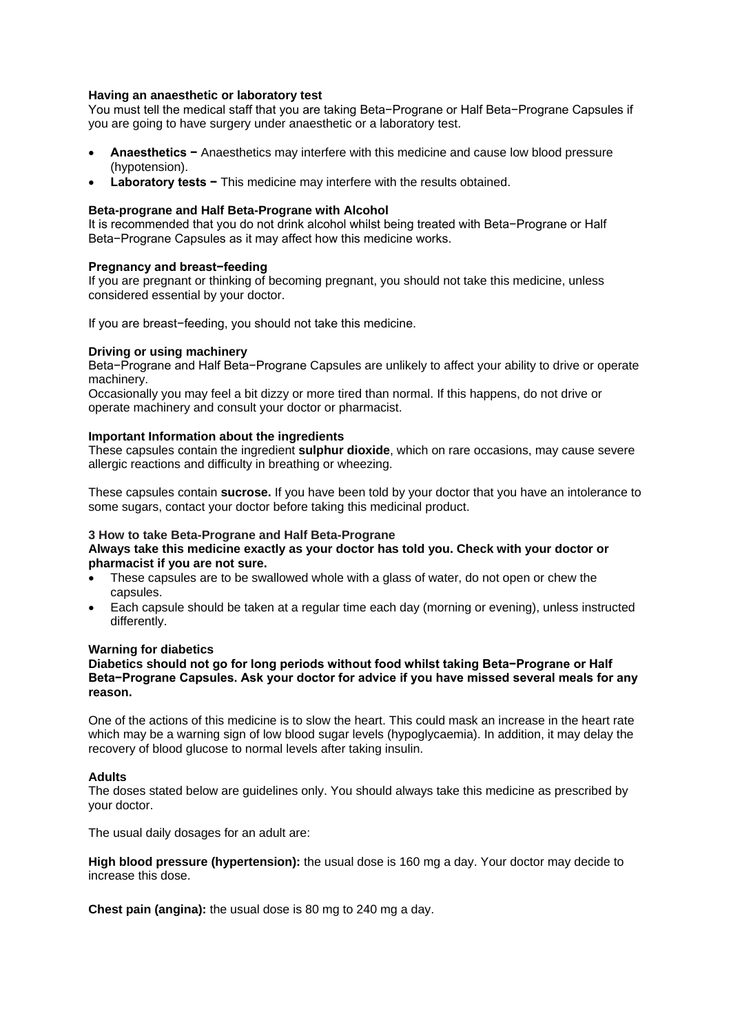**Having an anaesthetic or laboratory test**

You must tell the medical staff that you are taking Beta−Prograne or Half Beta−Prograne Capsules if you are going to have surgery under anaesthetic or a laboratory test.

- **Anaesthetics −** Anaesthetics may interfere with this medicine and cause low blood pressure (hypotension).
- **Laboratory tests −** This medicine may interfere with the results obtained.

**Beta-prograne and Half Beta-Prograne with Alcohol**

It is recommended that you do not drink alcohol whilst being treated with Beta−Prograne or Half Beta−Prograne Capsules as it may affect how this medicine works.

**Pregnancy and breast−feeding**

If you are pregnant or thinking of becoming pregnant, you should not take this medicine, unless considered essential by your doctor.

If you are breast−feeding, you should not take this medicine.

**Driving or using machinery**

Beta−Prograne and Half Beta−Prograne Capsules are unlikely to affect your ability to drive or operate machinery.

Occasionally you may feel a bit dizzy or more tired than normal. If this happens, do not drive or operate machinery and consult your doctor or pharmacist.

**Important Information about the ingredients**

These capsules contain the ingredient **sulphur dioxide**, which on rare occasions, may cause severe allergic reactions and difficulty in breathing or wheezing.

These capsules contain **sucrose.** If you have been told by your doctor that you have an intolerance to some sugars, contact your doctor before taking this medicinal product.

**3 How to take Beta-Prograne and Half Beta-Prograne**

**Always take this medicine exactly as your doctor has told you. Check with your doctor or pharmacist if you are not sure.**

- These capsules are to be swallowed whole with a glass of water, do not open or chew the capsules.
- Each capsule should be taken at a regular time each day (morning or evening), unless instructed differently.

**Warning for diabetics**

**Diabetics should not go for long periods without food whilst taking Beta−Prograne or Half Beta−Prograne Capsules. Ask your doctor for advice if you have missed several meals for any reason.**

One of the actions of this medicine is to slow the heart. This could mask an increase in the heart rate which may be a warning sign of low blood sugar levels (hypoglycaemia). In addition, it may delay the recovery of blood glucose to normal levels after taking insulin.

**Adults**

The doses stated below are guidelines only. You should always take this medicine as prescribed by your doctor.

The usual daily dosages for an adult are:

**High blood pressure (hypertension):** the usual dose is 160 mg a day. Your doctor may decide to increase this dose.

**Chest pain (angina):** the usual dose is 80 mg to 240 mg a day.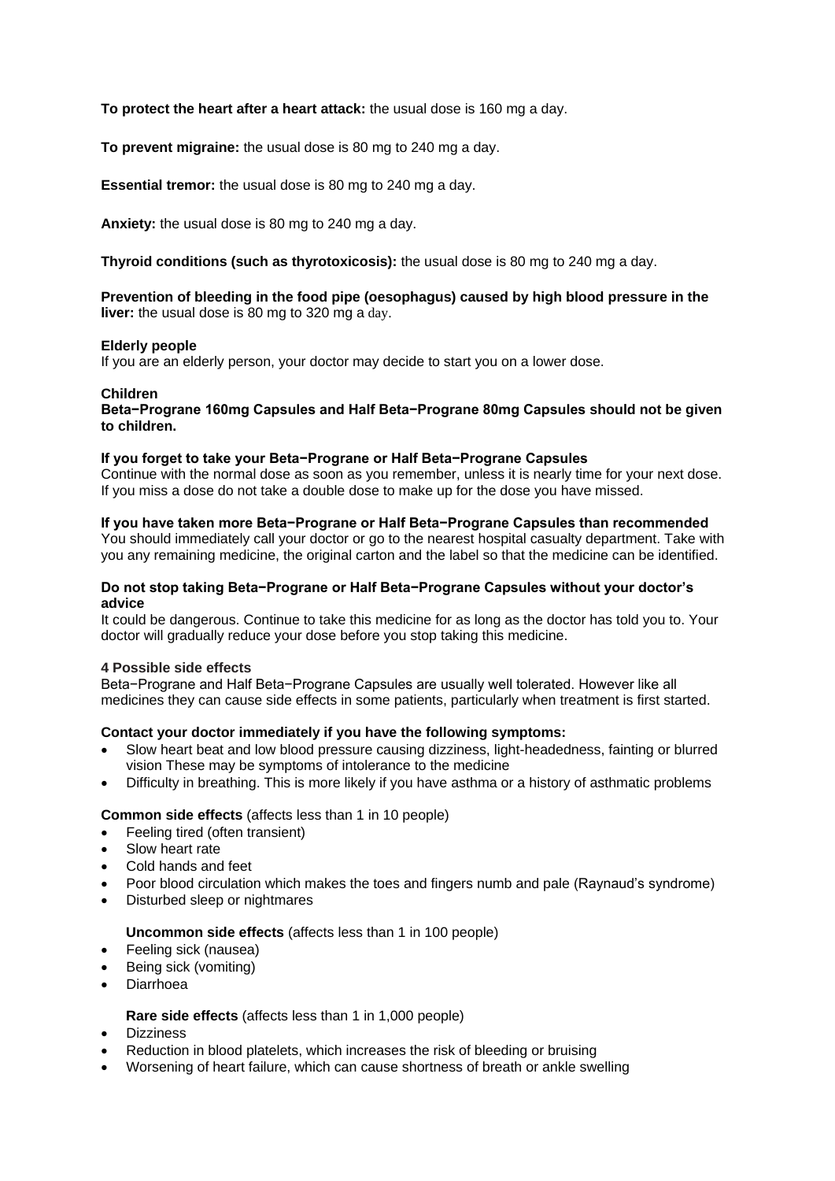**To protect the heart after a heart attack:** the usual dose is 160 mg a day.

**To prevent migraine:** the usual dose is 80 mg to 240 mg a day.

**Essential tremor:** the usual dose is 80 mg to 240 mg a day.

**Anxiety:** the usual dose is 80 mg to 240 mg a day.

**Thyroid conditions (such as thyrotoxicosis):** the usual dose is 80 mg to 240 mg a day.

**Prevention of bleeding in the food pipe (oesophagus) caused by high blood pressure in the liver:** the usual dose is 80 mg to 320 mg a day.

**Elderly people**
If you are an elderly person, your doctor may decide to start you on a lower dose.

**Children**
**Beta−Prograne 160mg Capsules and Half Beta−Prograne 80mg Capsules should not be given to children.**

**If you forget to take your Beta−Prograne or Half Beta−Prograne Capsules**
Continue with the normal dose as soon as you remember, unless it is nearly time for your next dose. If you miss a dose do not take a double dose to make up for the dose you have missed.

**If you have taken more Beta−Prograne or Half Beta−Prograne Capsules than recommended**
You should immediately call your doctor or go to the nearest hospital casualty department. Take with you any remaining medicine, the original carton and the label so that the medicine can be identified.

**Do not stop taking Beta−Prograne or Half Beta−Prograne Capsules without your doctor's advice**
It could be dangerous. Continue to take this medicine for as long as the doctor has told you to. Your doctor will gradually reduce your dose before you stop taking this medicine.

## 4 Possible side effects

Beta−Prograne and Half Beta−Prograne Capsules are usually well tolerated. However like all medicines they can cause side effects in some patients, particularly when treatment is first started.

**Contact your doctor immediately if you have the following symptoms:**

- Slow heart beat and low blood pressure causing dizziness, light-headedness, fainting or blurred vision These may be symptoms of intolerance to the medicine
- Difficulty in breathing. This is more likely if you have asthma or a history of asthmatic problems

**Common side effects** (affects less than 1 in 10 people)

- Feeling tired (often transient)
- Slow heart rate
- Cold hands and feet
- Poor blood circulation which makes the toes and fingers numb and pale (Raynaud's syndrome)
- Disturbed sleep or nightmares

**Uncommon side effects** (affects less than 1 in 100 people)

- Feeling sick (nausea)
- Being sick (vomiting)
- Diarrhoea

**Rare side effects** (affects less than 1 in 1,000 people)

- Dizziness
- Reduction in blood platelets, which increases the risk of bleeding or bruising
- Worsening of heart failure, which can cause shortness of breath or ankle swelling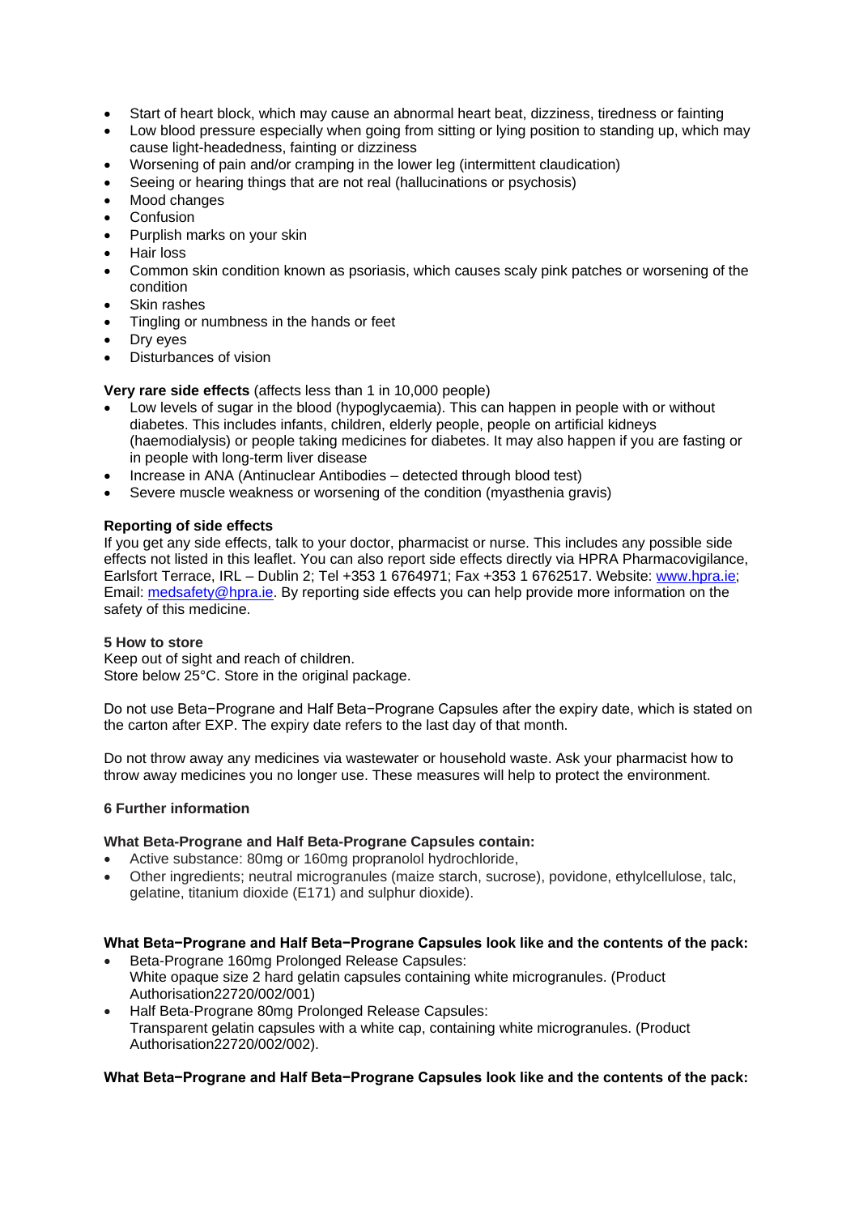- Start of heart block, which may cause an abnormal heart beat, dizziness, tiredness or fainting
- Low blood pressure especially when going from sitting or lying position to standing up, which may cause light-headedness, fainting or dizziness
- Worsening of pain and/or cramping in the lower leg (intermittent claudication)
- Seeing or hearing things that are not real (hallucinations or psychosis)
- Mood changes
- Confusion
- Purplish marks on your skin
- Hair loss
- Common skin condition known as psoriasis, which causes scaly pink patches or worsening of the condition
- Skin rashes
- Tingling or numbness in the hands or feet
- Dry eyes
- Disturbances of vision

**Very rare side effects** (affects less than 1 in 10,000 people)

- Low levels of sugar in the blood (hypoglycaemia). This can happen in people with or without diabetes. This includes infants, children, elderly people, people on artificial kidneys (haemodialysis) or people taking medicines for diabetes. It may also happen if you are fasting or in people with long-term liver disease
- Increase in ANA (Antinuclear Antibodies – detected through blood test)
- Severe muscle weakness or worsening of the condition (myasthenia gravis)

**Reporting of side effects**

If you get any side effects, talk to your doctor, pharmacist or nurse. This includes any possible side effects not listed in this leaflet. You can also report side effects directly via HPRA Pharmacovigilance, Earlsfort Terrace, IRL – Dublin 2; Tel +353 1 6764971; Fax +353 1 6762517. Website: www.hpra.ie; Email: medsafety@hpra.ie. By reporting side effects you can help provide more information on the safety of this medicine.

**5 How to store**

Keep out of sight and reach of children.
Store below 25°C. Store in the original package.

Do not use Beta−Prograne and Half Beta−Prograne Capsules after the expiry date, which is stated on the carton after EXP. The expiry date refers to the last day of that month.

Do not throw away any medicines via wastewater or household waste. Ask your pharmacist how to throw away medicines you no longer use. These measures will help to protect the environment.

**6 Further information**

**What Beta-Prograne and Half Beta-Prograne Capsules contain:**

- Active substance: 80mg or 160mg propranolol hydrochloride,
- Other ingredients; neutral microgranules (maize starch, sucrose), povidone, ethylcellulose, talc, gelatine, titanium dioxide (E171) and sulphur dioxide).

**What Beta−Prograne and Half Beta−Prograne Capsules look like and the contents of the pack:**

- Beta-Prograne 160mg Prolonged Release Capsules:
  White opaque size 2 hard gelatin capsules containing white microgranules. (Product Authorisation22720/002/001)
- Half Beta-Prograne 80mg Prolonged Release Capsules:
  Transparent gelatin capsules with a white cap, containing white microgranules. (Product Authorisation22720/002/002).

**What Beta−Prograne and Half Beta−Prograne Capsules look like and the contents of the pack:**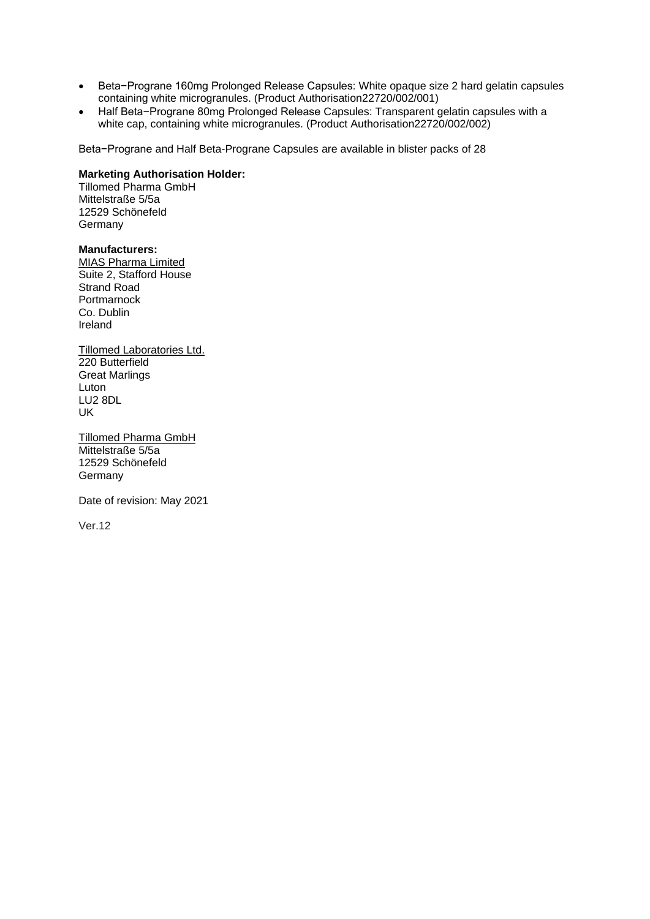- Beta−Prograne 160mg Prolonged Release Capsules: White opaque size 2 hard gelatin capsules containing white microgranules. (Product Authorisation22720/002/001)
- Half Beta−Prograne 80mg Prolonged Release Capsules: Transparent gelatin capsules with a white cap, containing white microgranules. (Product Authorisation22720/002/002)

Beta−Prograne and Half Beta-Prograne Capsules are available in blister packs of 28

**Marketing Authorisation Holder:**
Tillomed Pharma GmbH
Mittelstraße 5/5a
12529 Schönefeld
Germany

**Manufacturers:**
MIAS Pharma Limited
Suite 2, Stafford House
Strand Road
Portmarnock
Co. Dublin
Ireland

Tillomed Laboratories Ltd.
220 Butterfield
Great Marlings
Luton
LU2 8DL
UK

Tillomed Pharma GmbH
Mittelstraße 5/5a
12529 Schönefeld
Germany

Date of revision: May 2021

Ver.12